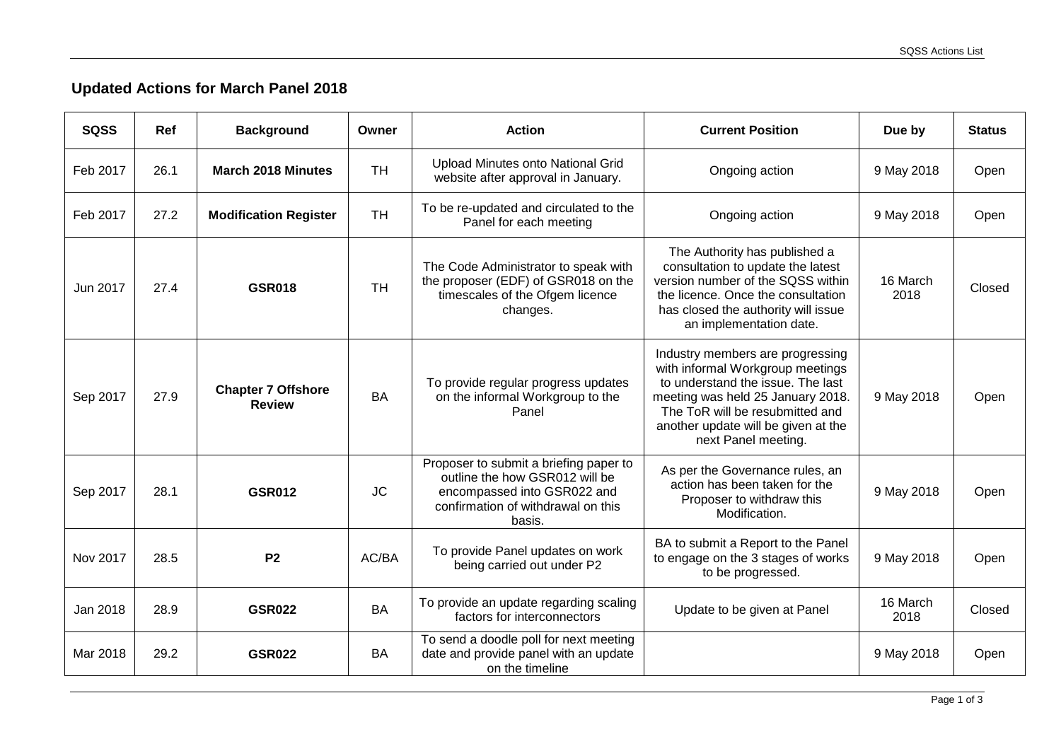## Updated Actions for March Panel 2018

| SQSS | Ref | Background | Owner | Action | Current Position | Due by | Status |
|---|---|---|---|---|---|---|---|
| Feb 2017 | 26.1 | **March 2018 Minutes** | TH | Upload Minutes onto National Grid website after approval in January. | Ongoing action | 9 May 2018 | Open |
| Feb 2017 | 27.2 | **Modification Register** | TH | To be re-updated and circulated to the Panel for each meeting | Ongoing action | 9 May 2018 | Open |
| Jun 2017 | 27.4 | **GSR018** | TH | The Code Administrator to speak with the proposer (EDF) of GSR018 on the timescales of the Ofgem licence changes. | The Authority has published a consultation to update the latest version number of the SQSS within the licence. Once the consultation has closed the authority will issue an implementation date. | 16 March 2018 | Closed |
| Sep 2017 | 27.9 | **Chapter 7 Offshore Review** | BA | To provide regular progress updates on the informal Workgroup to the Panel | Industry members are progressing with informal Workgroup meetings to understand the issue. The last meeting was held 25 January 2018. The ToR will be resubmitted and another update will be given at the next Panel meeting. | 9 May 2018 | Open |
| Sep 2017 | 28.1 | **GSR012** | JC | Proposer to submit a briefing paper to outline the how GSR012 will be encompassed into GSR022 and confirmation of withdrawal on this basis. | As per the Governance rules, an action has been taken for the Proposer to withdraw this Modification. | 9 May 2018 | Open |
| Nov 2017 | 28.5 | **P2** | AC/BA | To provide Panel updates on work being carried out under P2 | BA to submit a Report to the Panel to engage on the 3 stages of works to be progressed. | 9 May 2018 | Open |
| Jan 2018 | 28.9 | **GSR022** | BA | To provide an update regarding scaling factors for interconnectors | Update to be given at Panel | 16 March 2018 | Closed |
| Mar 2018 | 29.2 | **GSR022** | BA | To send a doodle poll for next meeting date and provide panel with an update on the timeline | | 9 May 2018 | Open |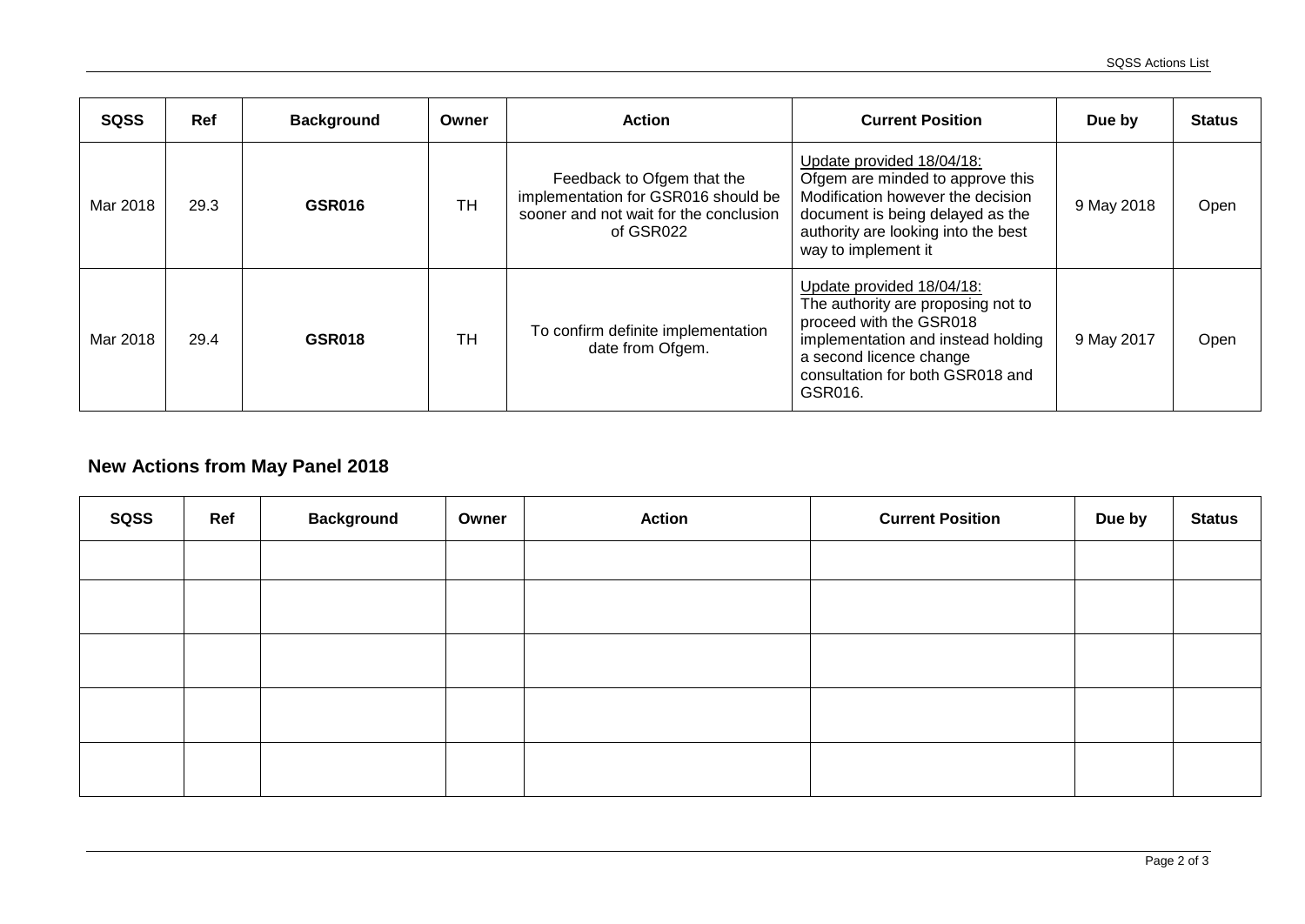| SQSS | Ref | Background | Owner | Action | Current Position | Due by | Status |
|---|---|---|---|---|---|---|---|
| Mar 2018 | 29.3 | **GSR016** | TH | Feedback to Ofgem that the implementation for GSR016 should be sooner and not wait for the conclusion of GSR022 | Update provided 18/04/18: Ofgem are minded to approve this Modification however the decision document is being delayed as the authority are looking into the best way to implement it | 9 May 2018 | Open |
| Mar 2018 | 29.4 | **GSR018** | TH | To confirm definite implementation date from Ofgem. | Update provided 18/04/18: The authority are proposing not to proceed with the GSR018 implementation and instead holding a second licence change consultation for both GSR018 and GSR016. | 9 May 2017 | Open |

## New Actions from May Panel 2018

| SQSS | Ref | Background | Owner | Action | Current Position | Due by | Status |
|---|---|---|---|---|---|---|---|
| | | | | | | | |
| | | | | | | | |
| | | | | | | | |
| | | | | | | | |
| | | | | | | | |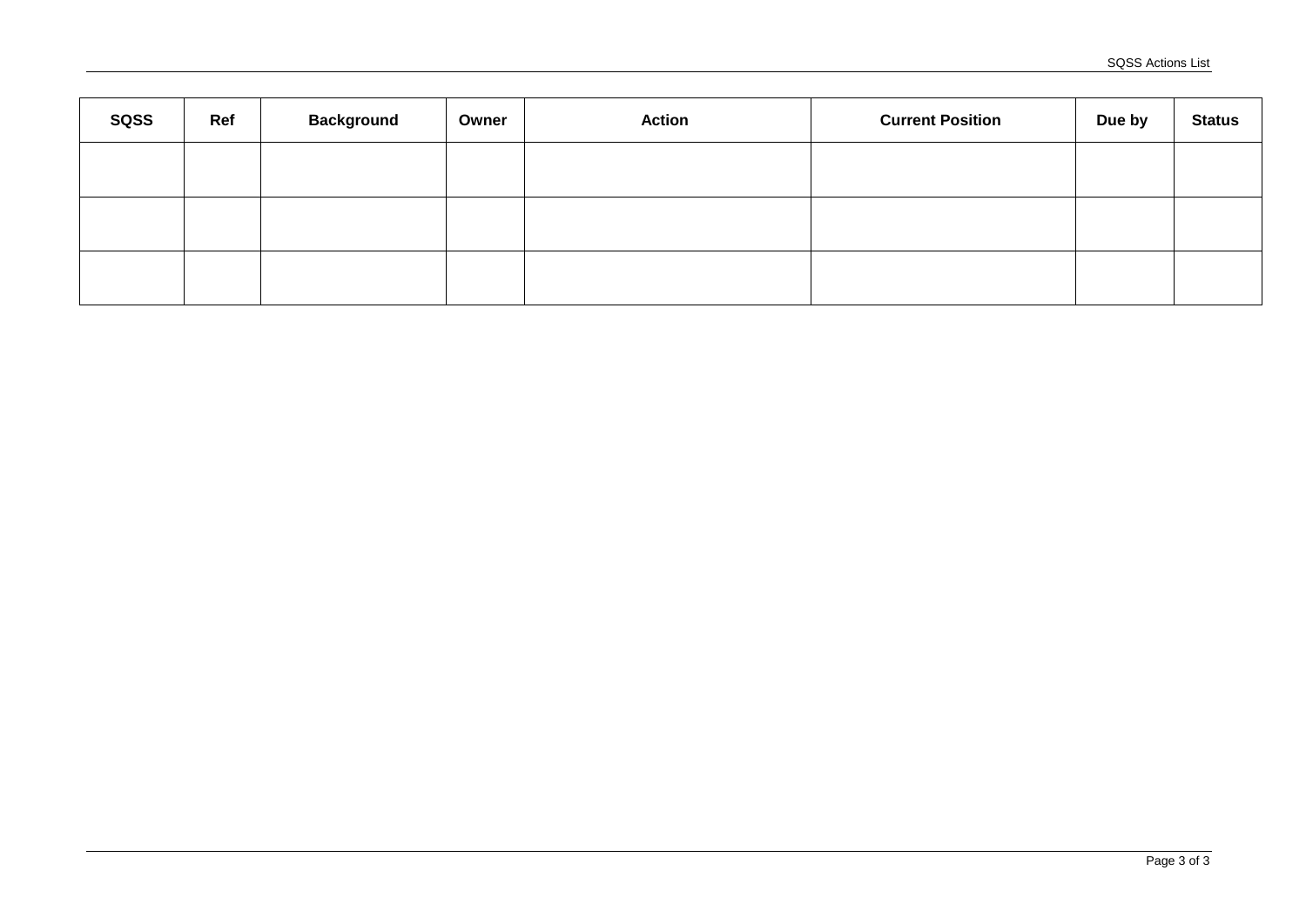| SQSS | Ref | Background | Owner | Action | Current Position | Due by | Status |
|---|---|---|---|---|---|---|---|
| | | | | | | | |
| | | | | | | | |
| | | | | | | | |